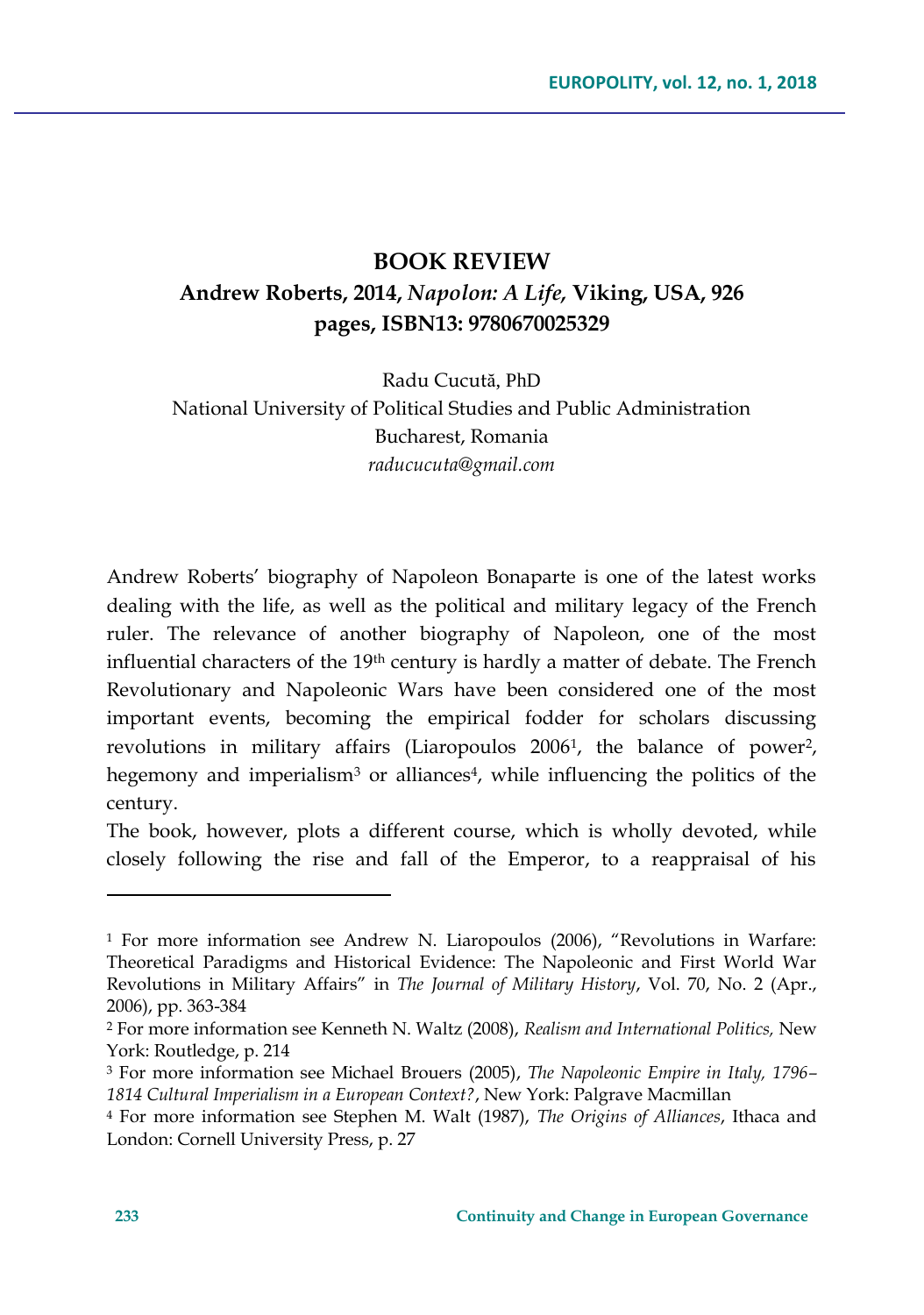# BOOK REVIEW

## Andrew Roberts, 2014, *Napolon: A Life*, Viking, USA, 926 pages, ISBN13: 9780670025329

Radu Cucută, PhD
National University of Political Studies and Public Administration
Bucharest, Romania
*raducucuta@gmail.com*

Andrew Roberts' biography of Napoleon Bonaparte is one of the latest works dealing with the life, as well as the political and military legacy of the French ruler. The relevance of another biography of Napoleon, one of the most influential characters of the 19th century is hardly a matter of debate. The French Revolutionary and Napoleonic Wars have been considered one of the most important events, becoming the empirical fodder for scholars discussing revolutions in military affairs (Liaropoulos 2006[1], the balance of power[2], hegemony and imperialism[3] or alliances[4], while influencing the politics of the century.

The book, however, plots a different course, which is wholly devoted, while closely following the rise and fall of the Emperor, to a reappraisal of his

---

[1] For more information see Andrew N. Liaropoulos (2006), "Revolutions in Warfare: Theoretical Paradigms and Historical Evidence: The Napoleonic and First World War Revolutions in Military Affairs" in *The Journal of Military History*, Vol. 70, No. 2 (Apr., 2006), pp. 363-384

[2] For more information see Kenneth N. Waltz (2008), *Realism and International Politics,* New York: Routledge, p. 214

[3] For more information see Michael Brouers (2005), *The Napoleonic Empire in Italy, 1796–1814 Cultural Imperialism in a European Context?*, New York: Palgrave Macmillan

[4] For more information see Stephen M. Walt (1987), *The Origins of Alliances*, Ithaca and London: Cornell University Press, p. 27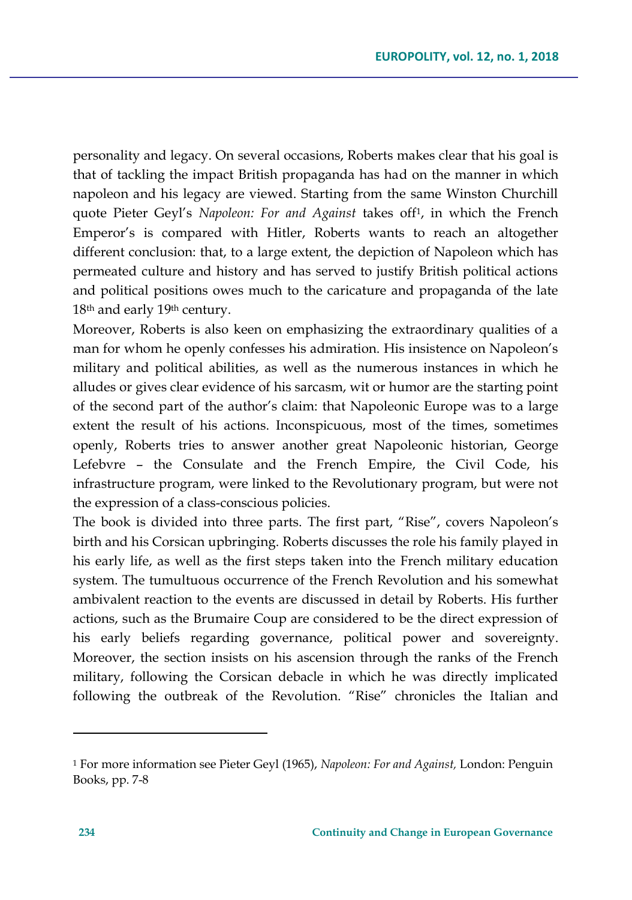personality and legacy. On several occasions, Roberts makes clear that his goal is that of tackling the impact British propaganda has had on the manner in which napoleon and his legacy are viewed. Starting from the same Winston Churchill quote Pieter Geyl's *Napoleon: For and Against* takes off[1], in which the French Emperor's is compared with Hitler, Roberts wants to reach an altogether different conclusion: that, to a large extent, the depiction of Napoleon which has permeated culture and history and has served to justify British political actions and political positions owes much to the caricature and propaganda of the late 18th and early 19th century.

Moreover, Roberts is also keen on emphasizing the extraordinary qualities of a man for whom he openly confesses his admiration. His insistence on Napoleon's military and political abilities, as well as the numerous instances in which he alludes or gives clear evidence of his sarcasm, wit or humor are the starting point of the second part of the author's claim: that Napoleonic Europe was to a large extent the result of his actions. Inconspicuous, most of the times, sometimes openly, Roberts tries to answer another great Napoleonic historian, George Lefebvre – the Consulate and the French Empire, the Civil Code, his infrastructure program, were linked to the Revolutionary program, but were not the expression of a class-conscious policies.

The book is divided into three parts. The first part, "Rise", covers Napoleon's birth and his Corsican upbringing. Roberts discusses the role his family played in his early life, as well as the first steps taken into the French military education system. The tumultuous occurrence of the French Revolution and his somewhat ambivalent reaction to the events are discussed in detail by Roberts. His further actions, such as the Brumaire Coup are considered to be the direct expression of his early beliefs regarding governance, political power and sovereignty. Moreover, the section insists on his ascension through the ranks of the French military, following the Corsican debacle in which he was directly implicated following the outbreak of the Revolution. "Rise" chronicles the Italian and

[1] For more information see Pieter Geyl (1965), *Napoleon: For and Against,* London: Penguin Books, pp. 7-8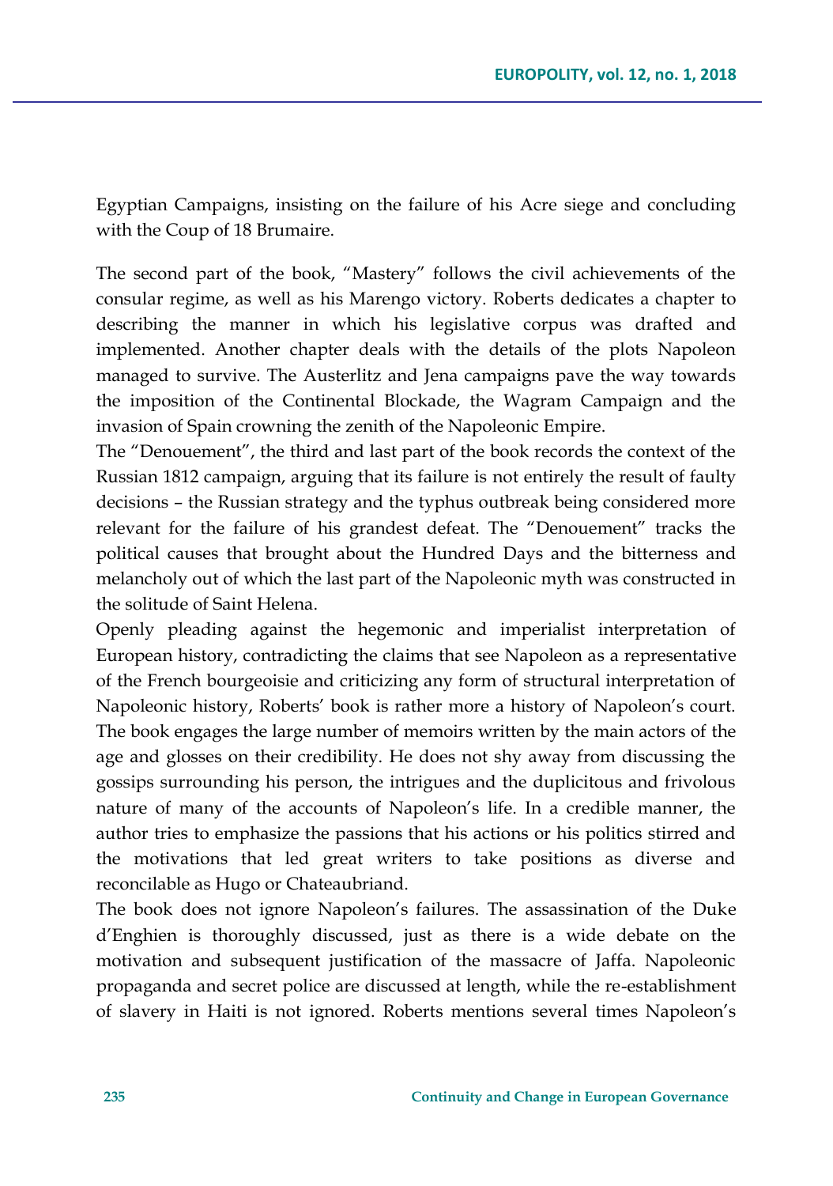Egyptian Campaigns, insisting on the failure of his Acre siege and concluding with the Coup of 18 Brumaire.

The second part of the book, "Mastery" follows the civil achievements of the consular regime, as well as his Marengo victory. Roberts dedicates a chapter to describing the manner in which his legislative corpus was drafted and implemented. Another chapter deals with the details of the plots Napoleon managed to survive. The Austerlitz and Jena campaigns pave the way towards the imposition of the Continental Blockade, the Wagram Campaign and the invasion of Spain crowning the zenith of the Napoleonic Empire.

The "Denouement", the third and last part of the book records the context of the Russian 1812 campaign, arguing that its failure is not entirely the result of faulty decisions – the Russian strategy and the typhus outbreak being considered more relevant for the failure of his grandest defeat. The "Denouement" tracks the political causes that brought about the Hundred Days and the bitterness and melancholy out of which the last part of the Napoleonic myth was constructed in the solitude of Saint Helena.

Openly pleading against the hegemonic and imperialist interpretation of European history, contradicting the claims that see Napoleon as a representative of the French bourgeoisie and criticizing any form of structural interpretation of Napoleonic history, Roberts' book is rather more a history of Napoleon's court. The book engages the large number of memoirs written by the main actors of the age and glosses on their credibility. He does not shy away from discussing the gossips surrounding his person, the intrigues and the duplicitous and frivolous nature of many of the accounts of Napoleon's life. In a credible manner, the author tries to emphasize the passions that his actions or his politics stirred and the motivations that led great writers to take positions as diverse and reconcilable as Hugo or Chateaubriand.

The book does not ignore Napoleon's failures. The assassination of the Duke d'Enghien is thoroughly discussed, just as there is a wide debate on the motivation and subsequent justification of the massacre of Jaffa. Napoleonic propaganda and secret police are discussed at length, while the re-establishment of slavery in Haiti is not ignored. Roberts mentions several times Napoleon's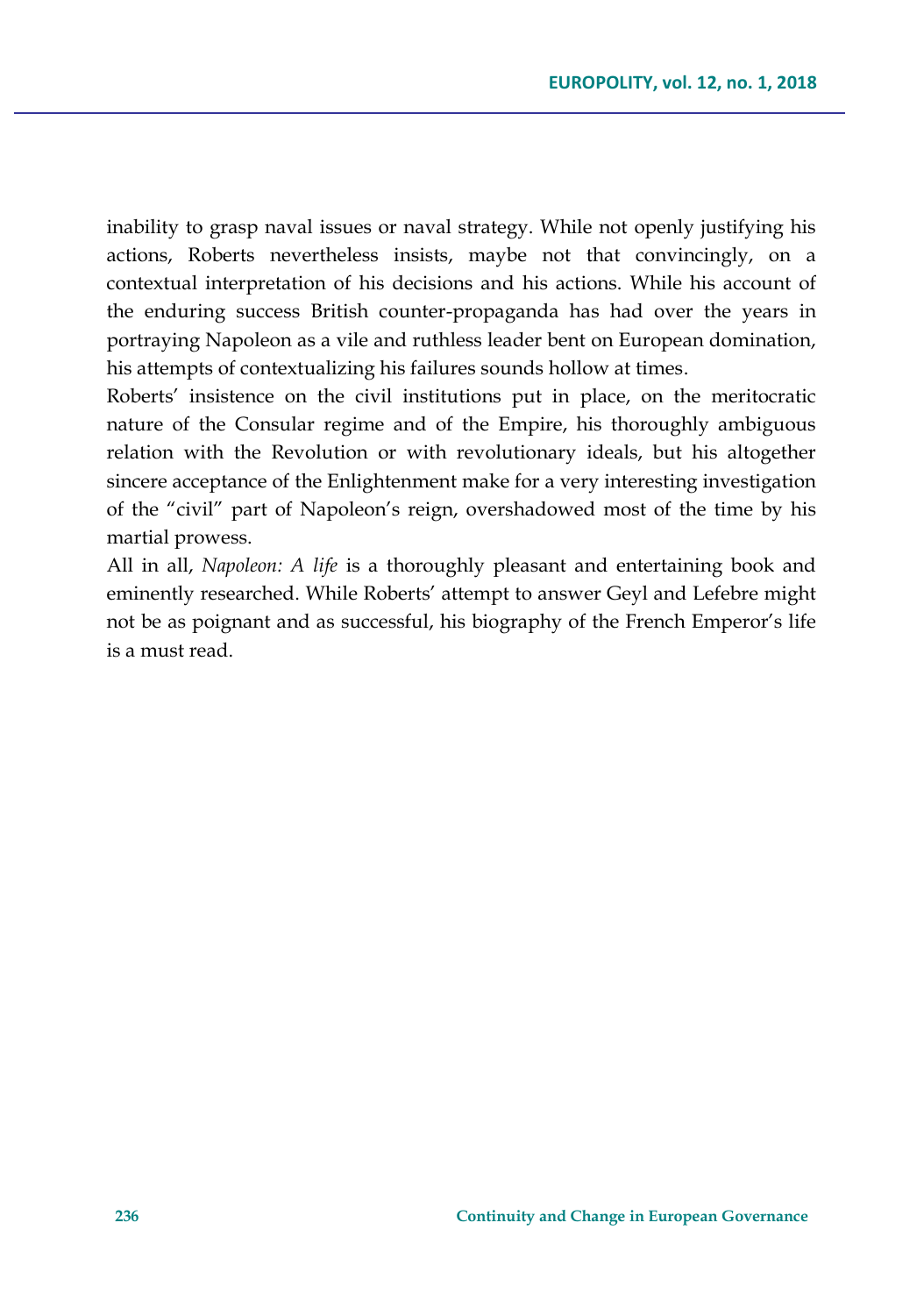inability to grasp naval issues or naval strategy. While not openly justifying his actions, Roberts nevertheless insists, maybe not that convincingly, on a contextual interpretation of his decisions and his actions. While his account of the enduring success British counter-propaganda has had over the years in portraying Napoleon as a vile and ruthless leader bent on European domination, his attempts of contextualizing his failures sounds hollow at times.

Roberts' insistence on the civil institutions put in place, on the meritocratic nature of the Consular regime and of the Empire, his thoroughly ambiguous relation with the Revolution or with revolutionary ideals, but his altogether sincere acceptance of the Enlightenment make for a very interesting investigation of the "civil" part of Napoleon's reign, overshadowed most of the time by his martial prowess.

All in all, *Napoleon: A life* is a thoroughly pleasant and entertaining book and eminently researched. While Roberts' attempt to answer Geyl and Lefebre might not be as poignant and as successful, his biography of the French Emperor's life is a must read.